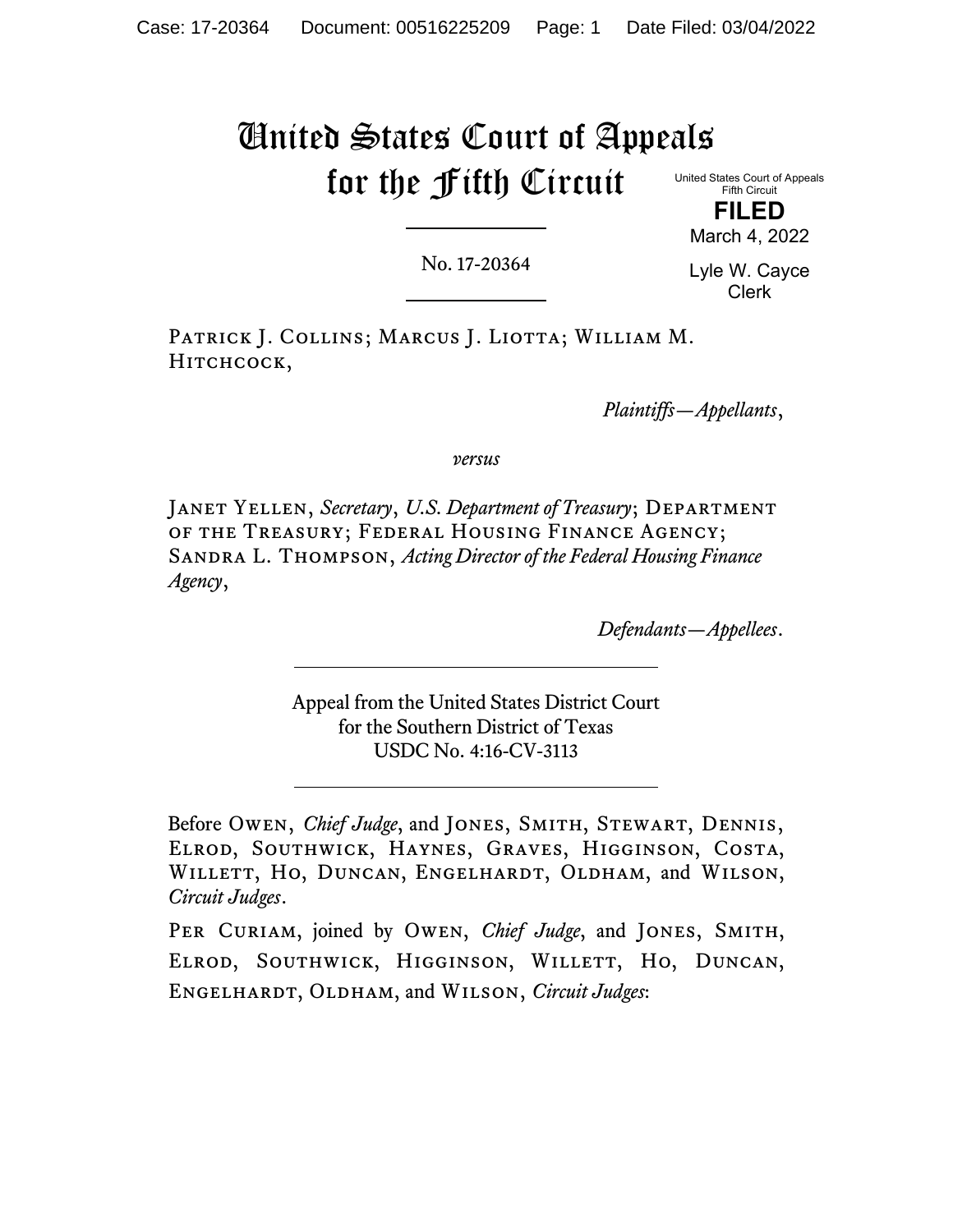# United States Court of Appeals for the Fifth Circuit

United States Court of Appeals
Fifth Circuit

**FILED**

March 4, 2022

Lyle W. Cayce
Clerk

---

No. 17-20364

---

Patrick J. Collins; Marcus J. Liotta; William M. Hitchcock,

*Plaintiffs—Appellants*,

*versus*

Janet Yellen, *Secretary*, *U.S. Department of Treasury*; Department of the Treasury; Federal Housing Finance Agency; Sandra L. Thompson, *Acting Director of the Federal Housing Finance Agency*,

*Defendants—Appellees*.

---

Appeal from the United States District Court
for the Southern District of Texas
USDC No. 4:16-CV-3113

---

Before Owen, *Chief Judge*, and Jones, Smith, Stewart, Dennis, Elrod, Southwick, Haynes, Graves, Higginson, Costa, Willett, Ho, Duncan, Engelhardt, Oldham, and Wilson, *Circuit Judges*.

Per Curiam, joined by Owen, *Chief Judge*, and Jones, Smith, Elrod, Southwick, Higginson, Willett, Ho, Duncan, Engelhardt, Oldham, and Wilson, *Circuit Judges*: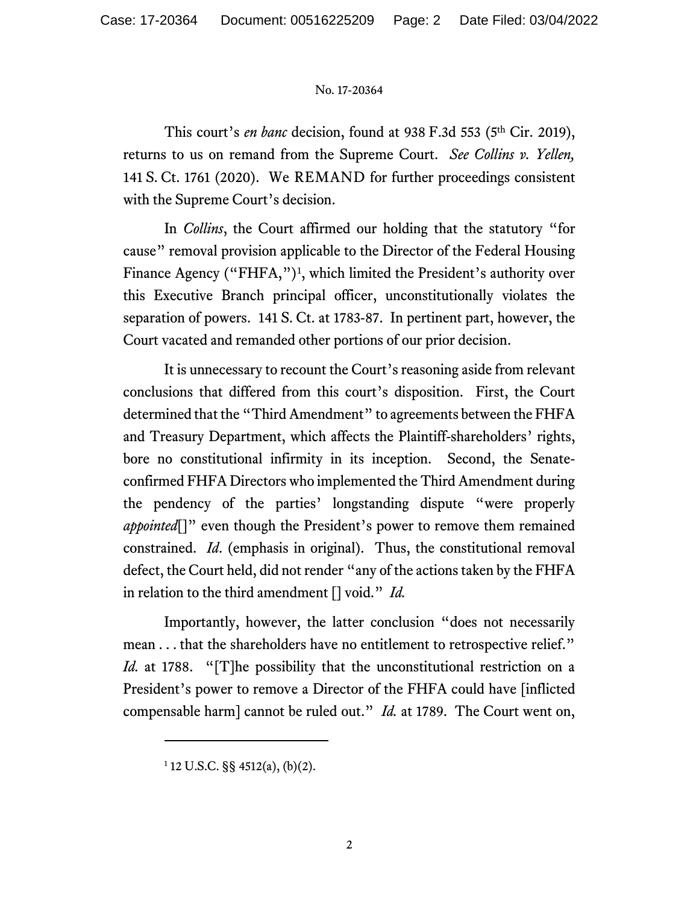No. 17-20364

This court's *en banc* decision, found at 938 F.3d 553 (5th Cir. 2019), returns to us on remand from the Supreme Court. *See Collins v. Yellen,* 141 S. Ct. 1761 (2020). We REMAND for further proceedings consistent with the Supreme Court's decision.

In *Collins*, the Court affirmed our holding that the statutory "for cause" removal provision applicable to the Director of the Federal Housing Finance Agency ("FHFA,")[1], which limited the President's authority over this Executive Branch principal officer, unconstitutionally violates the separation of powers. 141 S. Ct. at 1783-87. In pertinent part, however, the Court vacated and remanded other portions of our prior decision.

It is unnecessary to recount the Court's reasoning aside from relevant conclusions that differed from this court's disposition. First, the Court determined that the "Third Amendment" to agreements between the FHFA and Treasury Department, which affects the Plaintiff-shareholders' rights, bore no constitutional infirmity in its inception. Second, the Senate-confirmed FHFA Directors who implemented the Third Amendment during the pendency of the parties' longstanding dispute "were properly *appointed*[]" even though the President's power to remove them remained constrained. *Id*. (emphasis in original). Thus, the constitutional removal defect, the Court held, did not render "any of the actions taken by the FHFA in relation to the third amendment [] void." *Id.*

Importantly, however, the latter conclusion "does not necessarily mean . . . that the shareholders have no entitlement to retrospective relief." *Id.* at 1788. "[T]he possibility that the unconstitutional restriction on a President's power to remove a Director of the FHFA could have [inflicted compensable harm] cannot be ruled out." *Id.* at 1789. The Court went on,

---

[1] 12 U.S.C. §§ 4512(a), (b)(2).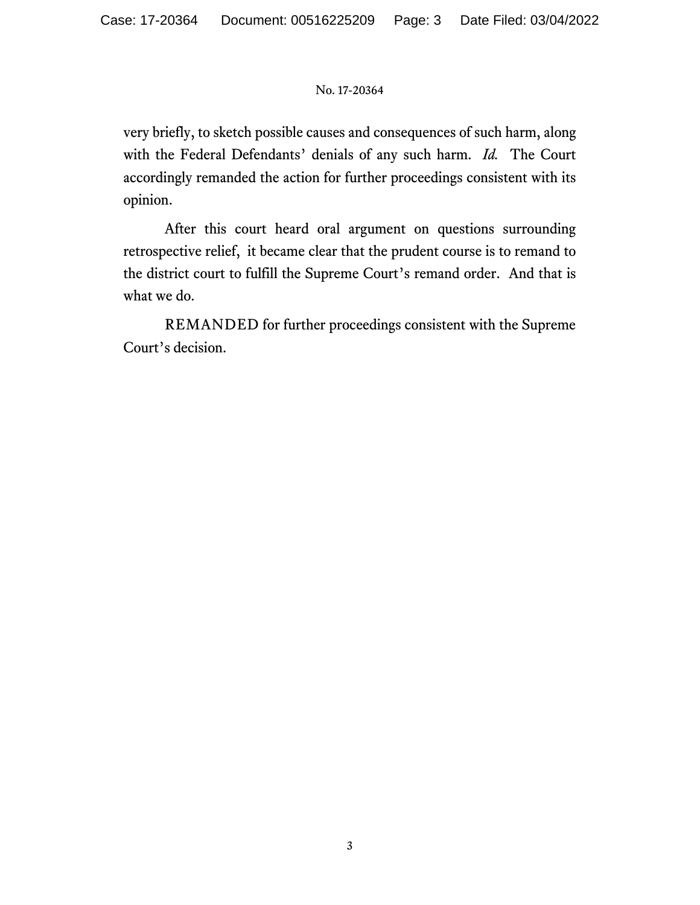very briefly, to sketch possible causes and consequences of such harm, along with the Federal Defendants' denials of any such harm. *Id.* The Court accordingly remanded the action for further proceedings consistent with its opinion.

After this court heard oral argument on questions surrounding retrospective relief, it became clear that the prudent course is to remand to the district court to fulfill the Supreme Court's remand order. And that is what we do.

REMANDED for further proceedings consistent with the Supreme Court's decision.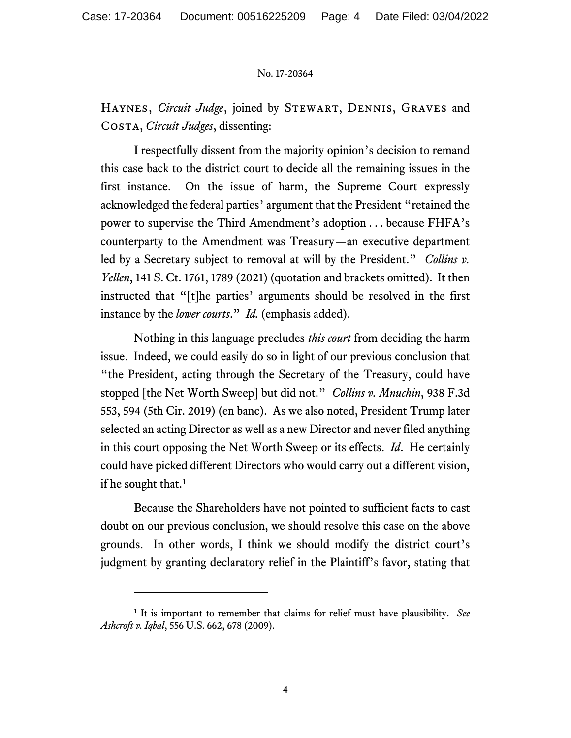HAYNES, *Circuit Judge*, joined by STEWART, DENNIS, GRAVES and COSTA, *Circuit Judges*, dissenting:

I respectfully dissent from the majority opinion's decision to remand this case back to the district court to decide all the remaining issues in the first instance. On the issue of harm, the Supreme Court expressly acknowledged the federal parties' argument that the President "retained the power to supervise the Third Amendment's adoption . . . because FHFA's counterparty to the Amendment was Treasury—an executive department led by a Secretary subject to removal at will by the President." *Collins v. Yellen*, 141 S. Ct. 1761, 1789 (2021) (quotation and brackets omitted). It then instructed that "[t]he parties' arguments should be resolved in the first instance by the *lower courts*." *Id.* (emphasis added).

Nothing in this language precludes *this court* from deciding the harm issue. Indeed, we could easily do so in light of our previous conclusion that "the President, acting through the Secretary of the Treasury, could have stopped [the Net Worth Sweep] but did not." *Collins v. Mnuchin*, 938 F.3d 553, 594 (5th Cir. 2019) (en banc). As we also noted, President Trump later selected an acting Director as well as a new Director and never filed anything in this court opposing the Net Worth Sweep or its effects. *Id*. He certainly could have picked different Directors who would carry out a different vision, if he sought that.[1]

Because the Shareholders have not pointed to sufficient facts to cast doubt on our previous conclusion, we should resolve this case on the above grounds. In other words, I think we should modify the district court's judgment by granting declaratory relief in the Plaintiff's favor, stating that

---

[1] It is important to remember that claims for relief must have plausibility. *See Ashcroft v. Iqbal*, 556 U.S. 662, 678 (2009).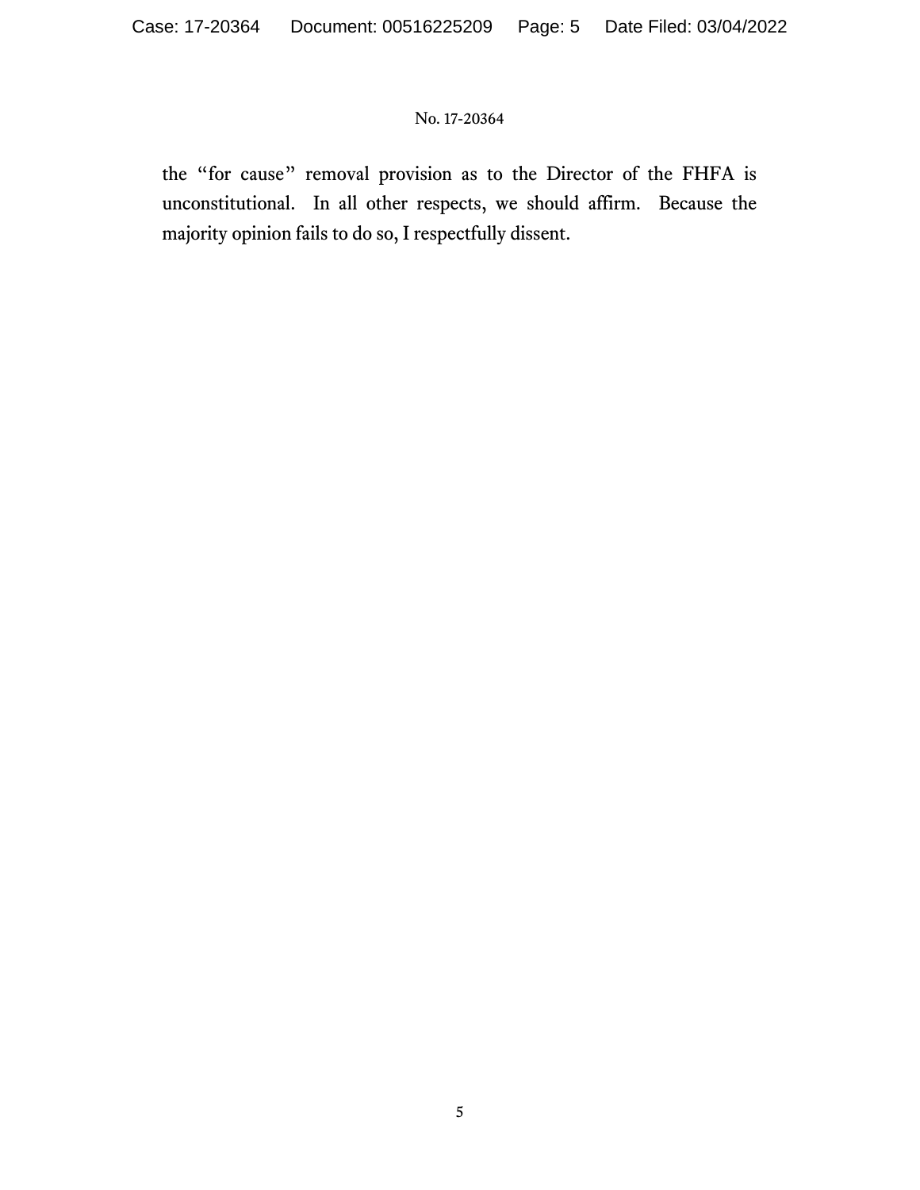the "for cause" removal provision as to the Director of the FHFA is unconstitutional. In all other respects, we should affirm. Because the majority opinion fails to do so, I respectfully dissent.